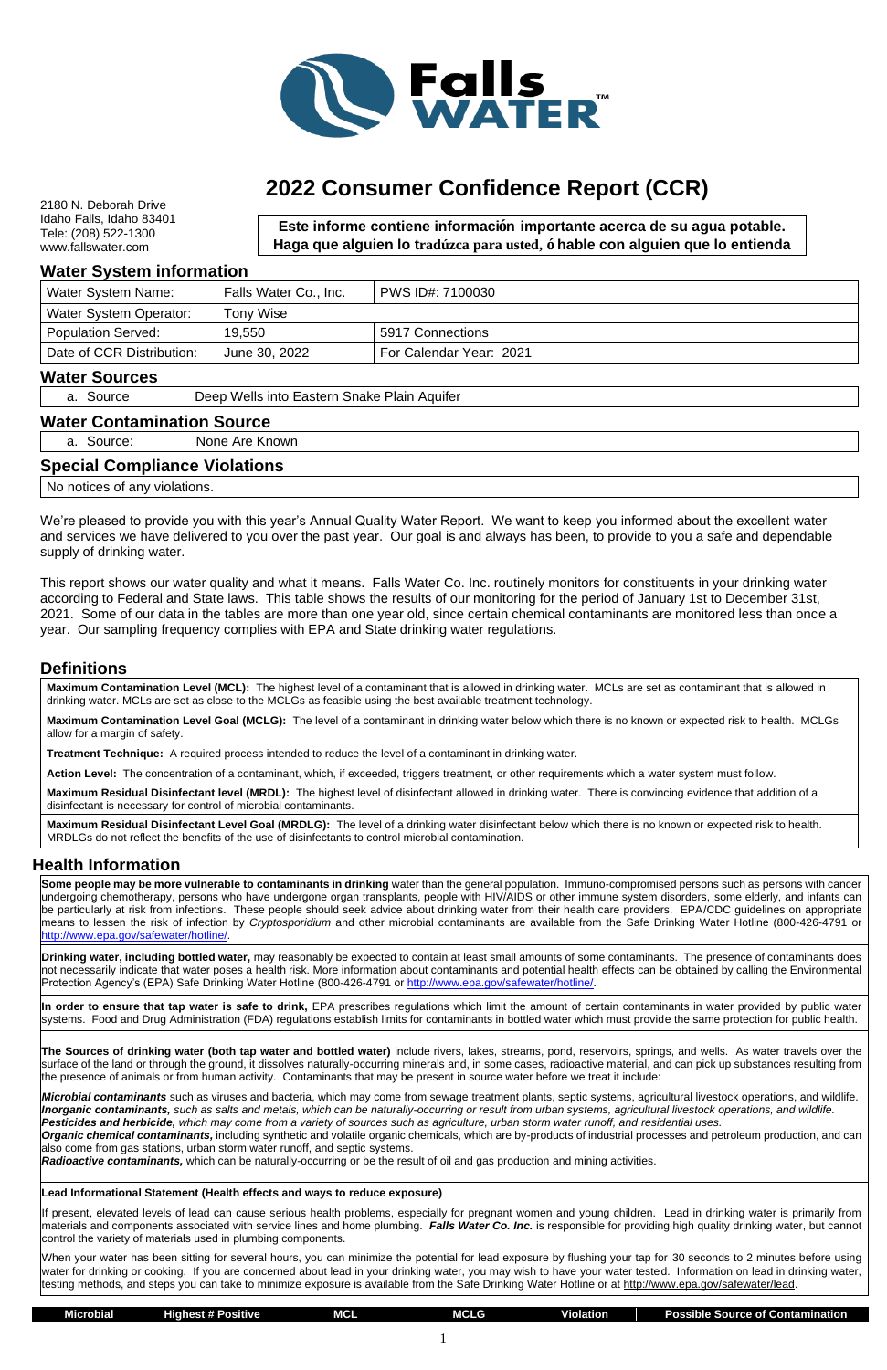# 2022 Consumer Confidence Report (CCR)

2180 N. Deborah Drive
Idaho Falls, Idaho 83401
Tele: (208) 522-1300
www.fallswater.com

**Este informe contiene información importante acerca de su agua potable. Haga que alguien lo tradúzca para usted, ó hable con alguien que lo entienda**

## Water System information

| Water System Name: | Falls Water Co., Inc. | PWS ID#: 7100030 |
|---|---|---|
| Water System Operator: | Tony Wise | |
| Population Served: | 19,550 | 5917 Connections |
| Date of CCR Distribution: | June 30, 2022 | For Calendar Year: 2021 |

## Water Sources

| a. Source | Deep Wells into Eastern Snake Plain Aquifer |
|---|---|

## Water Contamination Source

| a. Source: | None Are Known |
|---|---|

## Special Compliance Violations

No notices of any violations.

We're pleased to provide you with this year's Annual Quality Water Report. We want to keep you informed about the excellent water and services we have delivered to you over the past year. Our goal is and always has been, to provide to you a safe and dependable supply of drinking water.

This report shows our water quality and what it means. Falls Water Co. Inc. routinely monitors for constituents in your drinking water according to Federal and State laws. This table shows the results of our monitoring for the period of January 1st to December 31st, 2021. Some of our data in the tables are more than one year old, since certain chemical contaminants are monitored less than once a year. Our sampling frequency complies with EPA and State drinking water regulations.

## Definitions

**Maximum Contamination Level (MCL):** The highest level of a contaminant that is allowed in drinking water. MCLs are set as contaminant that is allowed in drinking water. MCLs are set as close to the MCLGs as feasible using the best available treatment technology.

**Maximum Contamination Level Goal (MCLG):** The level of a contaminant in drinking water below which there is no known or expected risk to health. MCLGs allow for a margin of safety.

**Treatment Technique:** A required process intended to reduce the level of a contaminant in drinking water.

**Action Level:** The concentration of a contaminant, which, if exceeded, triggers treatment, or other requirements which a water system must follow.

**Maximum Residual Disinfectant level (MRDL):** The highest level of disinfectant allowed in drinking water. There is convincing evidence that addition of a disinfectant is necessary for control of microbial contaminants.

**Maximum Residual Disinfectant Level Goal (MRDLG):** The level of a drinking water disinfectant below which there is no known or expected risk to health. MRDLGs do not reflect the benefits of the use of disinfectants to control microbial contamination.

## Health Information

**Some people may be more vulnerable to contaminants in drinking** water than the general population. Immuno-compromised persons such as persons with cancer undergoing chemotherapy, persons who have undergone organ transplants, people with HIV/AIDS or other immune system disorders, some elderly, and infants can be particularly at risk from infections. These people should seek advice about drinking water from their health care providers. EPA/CDC guidelines on appropriate means to lessen the risk of infection by *Cryptosporidium* and other microbial contaminants are available from the Safe Drinking Water Hotline (800-426-4791 or http://www.epa.gov/safewater/hotline/.

**Drinking water, including bottled water,** may reasonably be expected to contain at least small amounts of some contaminants. The presence of contaminants does not necessarily indicate that water poses a health risk. More information about contaminants and potential health effects can be obtained by calling the Environmental Protection Agency's (EPA) Safe Drinking Water Hotline (800-426-4791 or http://www.epa.gov/safewater/hotline/.

**In order to ensure that tap water is safe to drink,** EPA prescribes regulations which limit the amount of certain contaminants in water provided by public water systems. Food and Drug Administration (FDA) regulations establish limits for contaminants in bottled water which must provide the same protection for public health.

**The Sources of drinking water (both tap water and bottled water)** include rivers, lakes, streams, pond, reservoirs, springs, and wells. As water travels over the surface of the land or through the ground, it dissolves naturally-occurring minerals and, in some cases, radioactive material, and can pick up substances resulting from the presence of animals or from human activity. Contaminants that may be present in source water before we treat it include:

***Microbial contaminants*** such as viruses and bacteria, which may come from sewage treatment plants, septic systems, agricultural livestock operations, and wildlife.
***Inorganic contaminants,*** *such as salts and metals, which can be naturally-occurring or result from urban systems, agricultural livestock operations, and wildlife.*
***Pesticides and herbicide,*** *which may come from a variety of sources such as agriculture, urban storm water runoff, and residential uses.*
***Organic chemical contaminants,*** including synthetic and volatile organic chemicals, which are by-products of industrial processes and petroleum production, and can also come from gas stations, urban storm water runoff, and septic systems.
***Radioactive contaminants,*** which can be naturally-occurring or be the result of oil and gas production and mining activities.

**Lead Informational Statement (Health effects and ways to reduce exposure)**

If present, elevated levels of lead can cause serious health problems, especially for pregnant women and young children. Lead in drinking water is primarily from materials and components associated with service lines and home plumbing. ***Falls Water Co. Inc.*** is responsible for providing high quality drinking water, but cannot control the variety of materials used in plumbing components.

When your water has been sitting for several hours, you can minimize the potential for lead exposure by flushing your tap for 30 seconds to 2 minutes before using water for drinking or cooking. If you are concerned about lead in your drinking water, you may wish to have your water tested. Information on lead in drinking water, testing methods, and steps you can take to minimize exposure is available from the Safe Drinking Water Hotline or at http://www.epa.gov/safewater/lead.

| Microbial | Highest # Positive | MCL | MCLG | Violation | Possible Source of Contamination |
|---|---|---|---|---|---|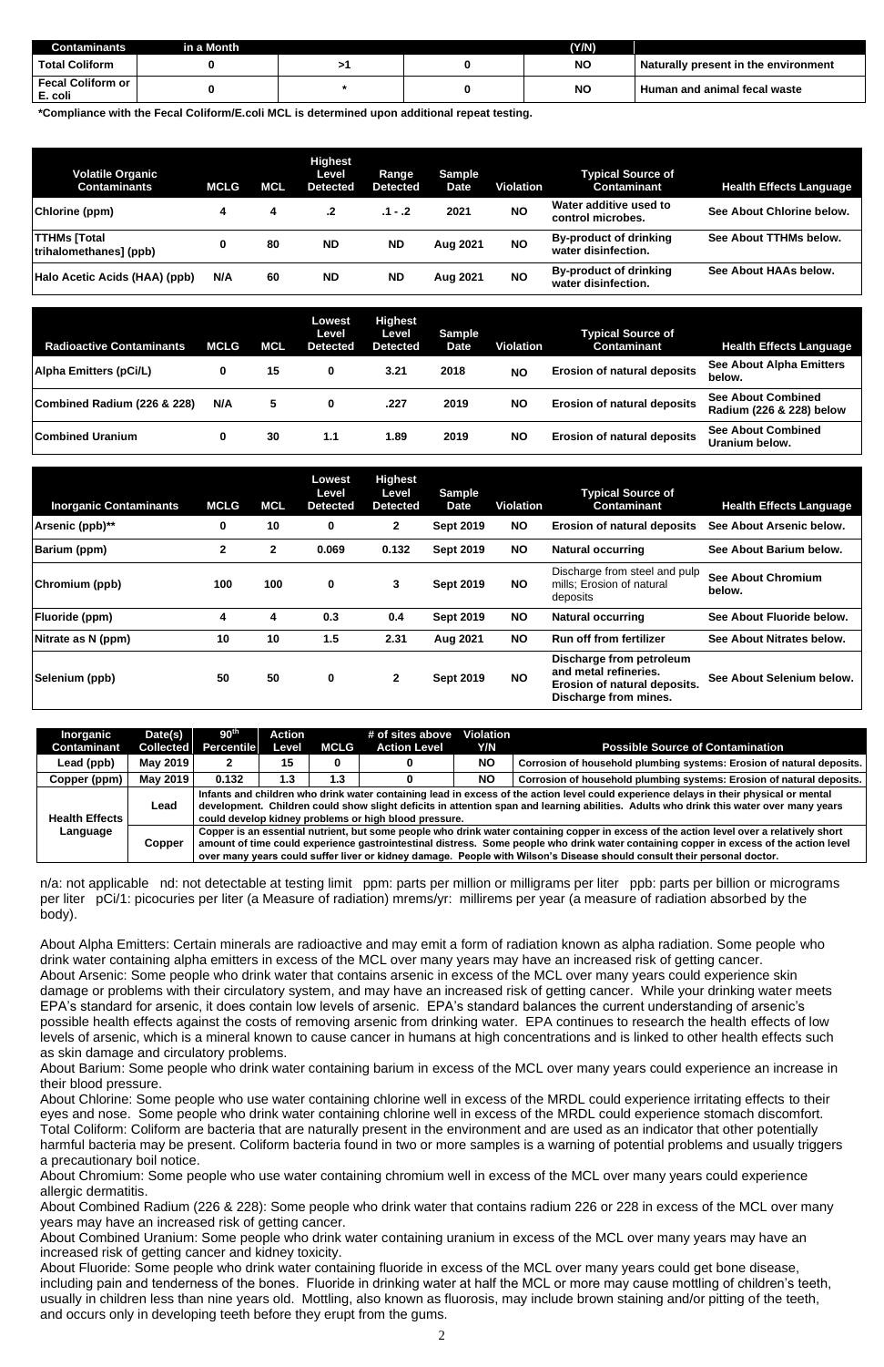| Contaminants | in a Month | | | (Y/N) | |
|---|---|---|---|---|---|
| Total Coliform | 0 | >1 | 0 | NO | Naturally present in the environment |
| Fecal Coliform or E. coli | 0 | * | 0 | NO | Human and animal fecal waste |

**\*Compliance with the Fecal Coliform/E.coli MCL is determined upon additional repeat testing.**

| Volatile Organic Contaminants | MCLG | MCL | Highest Level Detected | Range Detected | Sample Date | Violation | Typical Source of Contaminant | Health Effects Language |
|---|---|---|---|---|---|---|---|---|
| Chlorine (ppm) | 4 | 4 | .2 | .1 - .2 | 2021 | NO | Water additive used to control microbes. | See About Chlorine below. |
| TTHMs [Total trihalomethanes] (ppb) | 0 | 80 | ND | ND | Aug 2021 | NO | By-product of drinking water disinfection. | See About TTHMs below. |
| Halo Acetic Acids (HAA) (ppb) | N/A | 60 | ND | ND | Aug 2021 | NO | By-product of drinking water disinfection. | See About HAAs below. |

| Radioactive Contaminants | MCLG | MCL | Lowest Level Detected | Highest Level Detected | Sample Date | Violation | Typical Source of Contaminant | Health Effects Language |
|---|---|---|---|---|---|---|---|---|
| Alpha Emitters (pCi/L) | 0 | 15 | 0 | 3.21 | 2018 | NO | Erosion of natural deposits | See About Alpha Emitters below. |
| Combined Radium (226 & 228) | N/A | 5 | 0 | .227 | 2019 | NO | Erosion of natural deposits | See About Combined Radium (226 & 228) below |
| Combined Uranium | 0 | 30 | 1.1 | 1.89 | 2019 | NO | Erosion of natural deposits | See About Combined Uranium below. |

| Inorganic Contaminants | MCLG | MCL | Lowest Level Detected | Highest Level Detected | Sample Date | Violation | Typical Source of Contaminant | Health Effects Language |
|---|---|---|---|---|---|---|---|---|
| Arsenic (ppb)** | 0 | 10 | 0 | 2 | Sept 2019 | NO | Erosion of natural deposits | See About Arsenic below. |
| Barium (ppm) | 2 | 2 | 0.069 | 0.132 | Sept 2019 | NO | Natural occurring | See About Barium below. |
| Chromium (ppb) | 100 | 100 | 0 | 3 | Sept 2019 | NO | Discharge from steel and pulp mills; Erosion of natural deposits | See About Chromium below. |
| Fluoride (ppm) | 4 | 4 | 0.3 | 0.4 | Sept 2019 | NO | Natural occurring | See About Fluoride below. |
| Nitrate as N (ppm) | 10 | 10 | 1.5 | 2.31 | Aug 2021 | NO | Run off from fertilizer | See About Nitrates below. |
| Selenium (ppb) | 50 | 50 | 0 | 2 | Sept 2019 | NO | Discharge from petroleum and metal refineries. Erosion of natural deposits. Discharge from mines. | See About Selenium below. |

| Inorganic Contaminant | Date(s) Collected | 90th Percentile | Action Level | MCLG | # of sites above Action Level | Violation Y/N | Possible Source of Contamination |
|---|---|---|---|---|---|---|---|
| Lead (ppb) | May 2019 | 2 | 15 | 0 | 0 | NO | Corrosion of household plumbing systems: Erosion of natural deposits. |
| Copper (ppm) | May 2019 | 0.132 | 1.3 | 1.3 | 0 | NO | Corrosion of household plumbing systems: Erosion of natural deposits. |
| Health Effects Language | Lead | Infants and children who drink water containing lead in excess of the action level could experience delays in their physical or mental development. Children could show slight deficits in attention span and learning abilities. Adults who drink this water over many years could develop kidney problems or high blood pressure. | | | | | |
| | Copper | Copper is an essential nutrient, but some people who drink water containing copper in excess of the action level over a relatively short amount of time could experience gastrointestinal distress. Some people who drink water containing copper in excess of the action level over many years could suffer liver or kidney damage. People with Wilson's Disease should consult their personal doctor. | | | | | |

n/a: not applicable nd: not detectable at testing limit ppm: parts per million or milligrams per liter ppb: parts per billion or micrograms per liter pCi/1: picocuries per liter (a Measure of radiation) mrems/yr: millirems per year (a measure of radiation absorbed by the body).

About Alpha Emitters: Certain minerals are radioactive and may emit a form of radiation known as alpha radiation. Some people who drink water containing alpha emitters in excess of the MCL over many years may have an increased risk of getting cancer.
About Arsenic: Some people who drink water that contains arsenic in excess of the MCL over many years could experience skin damage or problems with their circulatory system, and may have an increased risk of getting cancer. While your drinking water meets EPA's standard for arsenic, it does contain low levels of arsenic. EPA's standard balances the current understanding of arsenic's possible health effects against the costs of removing arsenic from drinking water. EPA continues to research the health effects of low levels of arsenic, which is a mineral known to cause cancer in humans at high concentrations and is linked to other health effects such as skin damage and circulatory problems.
About Barium: Some people who drink water containing barium in excess of the MCL over many years could experience an increase in their blood pressure.
About Chlorine: Some people who use water containing chlorine well in excess of the MRDL could experience irritating effects to their eyes and nose. Some people who drink water containing chlorine well in excess of the MRDL could experience stomach discomfort.
Total Coliform: Coliform are bacteria that are naturally present in the environment and are used as an indicator that other potentially harmful bacteria may be present. Coliform bacteria found in two or more samples is a warning of potential problems and usually triggers a precautionary boil notice.
About Chromium: Some people who use water containing chromium well in excess of the MCL over many years could experience allergic dermatitis.
About Combined Radium (226 & 228): Some people who drink water that contains radium 226 or 228 in excess of the MCL over many years may have an increased risk of getting cancer.
About Combined Uranium: Some people who drink water containing uranium in excess of the MCL over many years may have an increased risk of getting cancer and kidney toxicity.
About Fluoride: Some people who drink water containing fluoride in excess of the MCL over many years could get bone disease, including pain and tenderness of the bones. Fluoride in drinking water at half the MCL or more may cause mottling of children's teeth, usually in children less than nine years old. Mottling, also known as fluorosis, may include brown staining and/or pitting of the teeth, and occurs only in developing teeth before they erupt from the gums.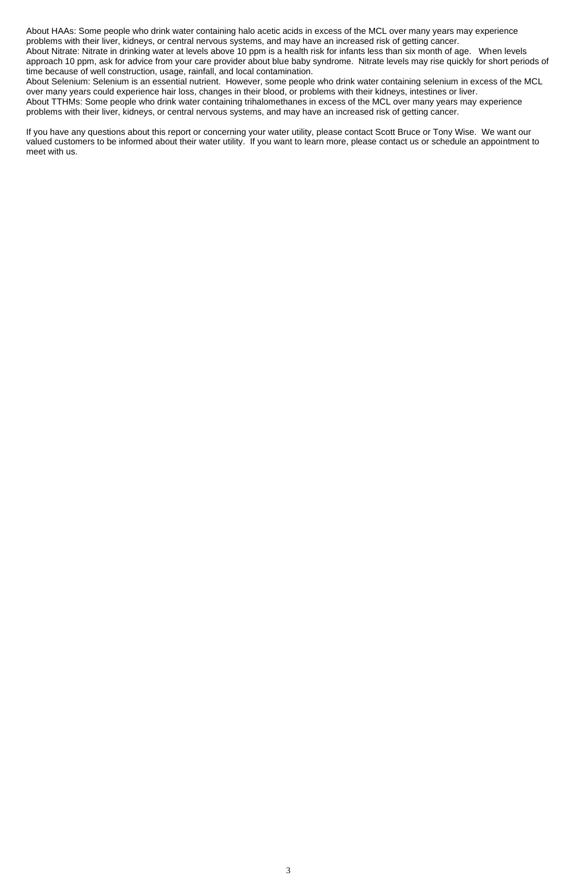About HAAs: Some people who drink water containing halo acetic acids in excess of the MCL over many years may experience problems with their liver, kidneys, or central nervous systems, and may have an increased risk of getting cancer.
About Nitrate: Nitrate in drinking water at levels above 10 ppm is a health risk for infants less than six month of age. When levels approach 10 ppm, ask for advice from your care provider about blue baby syndrome. Nitrate levels may rise quickly for short periods of time because of well construction, usage, rainfall, and local contamination.
About Selenium: Selenium is an essential nutrient. However, some people who drink water containing selenium in excess of the MCL over many years could experience hair loss, changes in their blood, or problems with their kidneys, intestines or liver.
About TTHMs: Some people who drink water containing trihalomethanes in excess of the MCL over many years may experience problems with their liver, kidneys, or central nervous systems, and may have an increased risk of getting cancer.

If you have any questions about this report or concerning your water utility, please contact Scott Bruce or Tony Wise. We want our valued customers to be informed about their water utility. If you want to learn more, please contact us or schedule an appointment to meet with us.